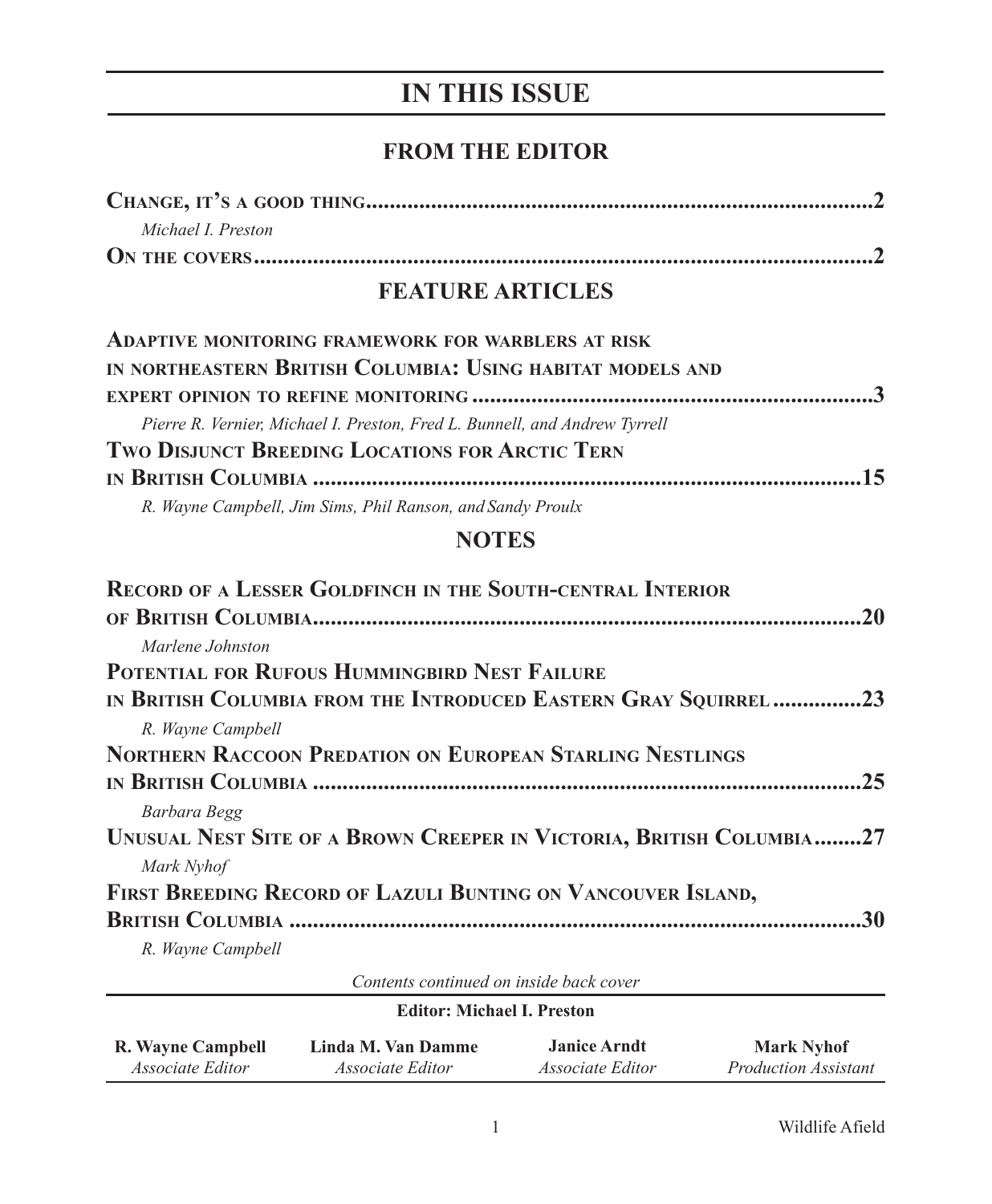# IN THIS ISSUE

## FROM THE EDITOR

**Change, it's a good thing**..................................................2

*Michael I. Preston*

**On the covers**..................................................2

## FEATURE ARTICLES

**Adaptive monitoring framework for warblers at risk in northeastern British Columbia: Using habitat models and expert opinion to refine monitoring**..................................................3

*Pierre R. Vernier, Michael I. Preston, Fred L. Bunnell, and Andrew Tyrrell*

**Two Disjunct Breeding Locations for Arctic Tern in British Columbia**..................................................15

*R. Wayne Campbell, Jim Sims, Phil Ranson, and Sandy Proulx*

## NOTES

**Record of a Lesser Goldfinch in the South-central Interior of British Columbia**..................................................20

*Marlene Johnston*

**Potential for Rufous Hummingbird Nest Failure in British Columbia from the Introduced Eastern Gray Squirrel**..................................................23

*R. Wayne Campbell*

**Northern Raccoon Predation on European Starling Nestlings in British Columbia**..................................................25

*Barbara Begg*

**Unusual Nest Site of a Brown Creeper in Victoria, British Columbia**..................................................27

*Mark Nyhof*

**First Breeding Record of Lazuli Bunting on Vancouver Island, British Columbia**..................................................30

*R. Wayne Campbell*

*Contents continued on inside back cover*

**Editor: Michael I. Preston**

| **R. Wayne Campbell** | **Linda M. Van Damme** | **Janice Arndt** | **Mark Nyhof** |
|---|---|---|---|
| *Associate Editor* | *Associate Editor* | *Associate Editor* | *Production Assistant* |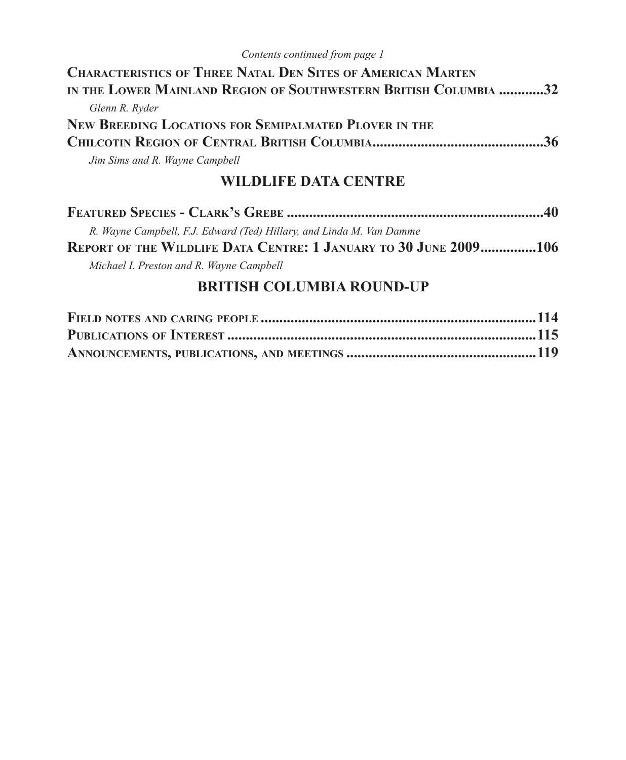*Contents continued from page 1*

**Characteristics of Three Natal Den Sites of American Marten in the Lower Mainland Region of Southwestern British Columbia ............32**

*Glenn R. Ryder*

**New Breeding Locations for Semipalmated Plover in the Chilcotin Region of Central British Columbia..............................................36**

*Jim Sims and R. Wayne Campbell*

## WILDLIFE DATA CENTRE

**Featured Species - Clark's Grebe ....................................................................40**

*R. Wayne Campbell, F.J. Edward (Ted) Hillary, and Linda M. Van Damme*

**Report of the Wildlife Data Centre: 1 January to 30 June 2009..............106**

*Michael I. Preston and R. Wayne Campbell*

## BRITISH COLUMBIA ROUND-UP

**Field notes and caring people ..........................................................................114**

**Publications of Interest ....................................................................................115**

**Announcements, publications, and meetings ...................................................119**